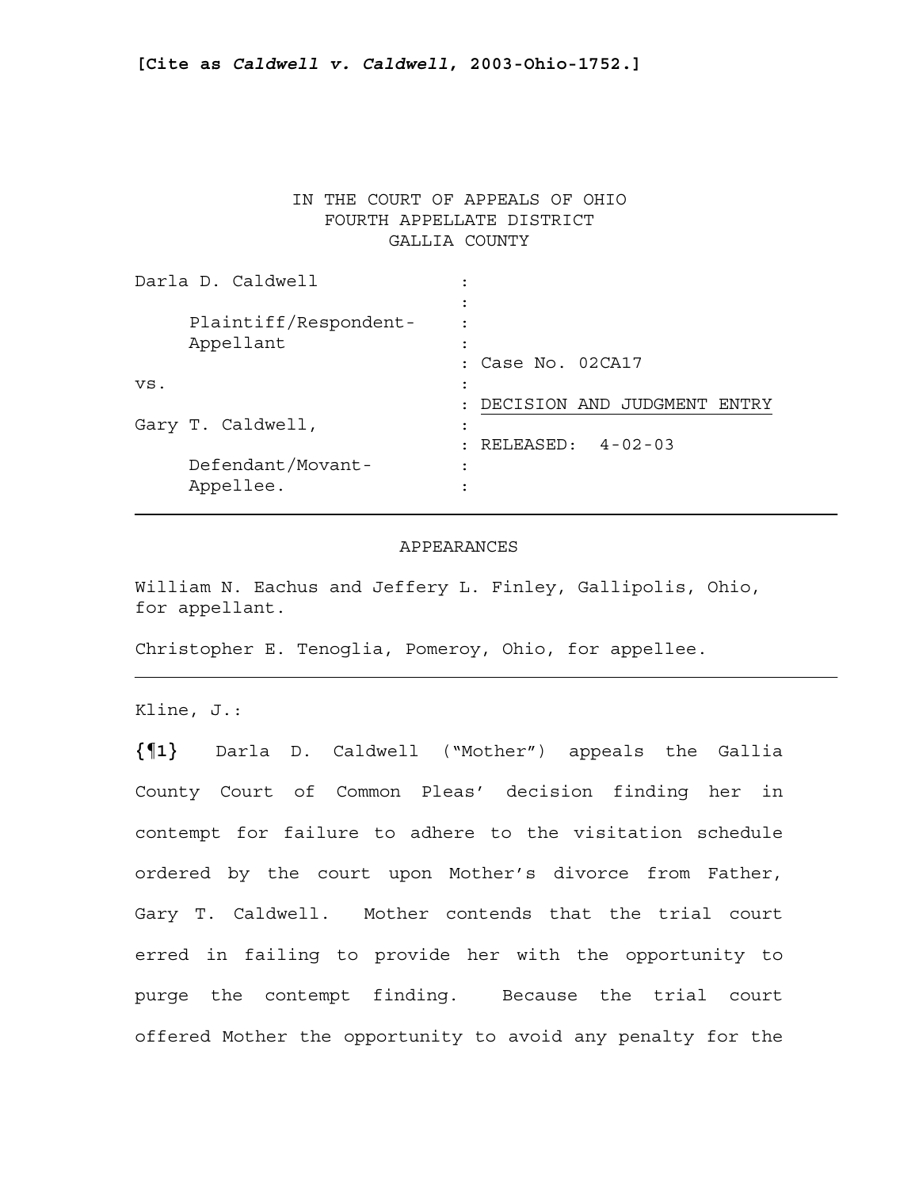**[Cite as *Caldwell v. Caldwell*, 2003-Ohio-1752.]**

IN THE COURT OF APPEALS OF OHIO
FOURTH APPELLATE DISTRICT
GALLIA COUNTY

| | |
|---|---|
| Darla D. Caldwell | : |
| | : |
| Plaintiff/Respondent-Appellant | : |
| | : Case No. 02CA17 |
| vs. | : |
| | : DECISION AND JUDGMENT ENTRY |
| Gary T. Caldwell, | : |
| | : RELEASED: 4-02-03 |
| Defendant/Movant-Appellee. | : |

APPEARANCES

William N. Eachus and Jeffery L. Finley, Gallipolis, Ohio, for appellant.

Christopher E. Tenoglia, Pomeroy, Ohio, for appellee.

---

Kline, J.:

**{¶1}** Darla D. Caldwell ("Mother") appeals the Gallia County Court of Common Pleas' decision finding her in contempt for failure to adhere to the visitation schedule ordered by the court upon Mother's divorce from Father, Gary T. Caldwell. Mother contends that the trial court erred in failing to provide her with the opportunity to purge the contempt finding. Because the trial court offered Mother the opportunity to avoid any penalty for the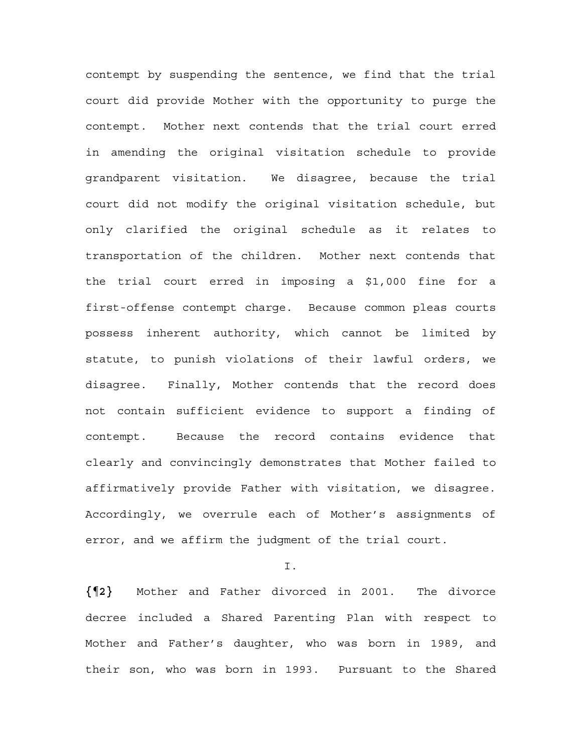contempt by suspending the sentence, we find that the trial court did provide Mother with the opportunity to purge the contempt. Mother next contends that the trial court erred in amending the original visitation schedule to provide grandparent visitation. We disagree, because the trial court did not modify the original visitation schedule, but only clarified the original schedule as it relates to transportation of the children. Mother next contends that the trial court erred in imposing a $1,000 fine for a first-offense contempt charge. Because common pleas courts possess inherent authority, which cannot be limited by statute, to punish violations of their lawful orders, we disagree. Finally, Mother contends that the record does not contain sufficient evidence to support a finding of contempt. Because the record contains evidence that clearly and convincingly demonstrates that Mother failed to affirmatively provide Father with visitation, we disagree. Accordingly, we overrule each of Mother's assignments of error, and we affirm the judgment of the trial court.

I.

**{¶2}** Mother and Father divorced in 2001. The divorce decree included a Shared Parenting Plan with respect to Mother and Father's daughter, who was born in 1989, and their son, who was born in 1993. Pursuant to the Shared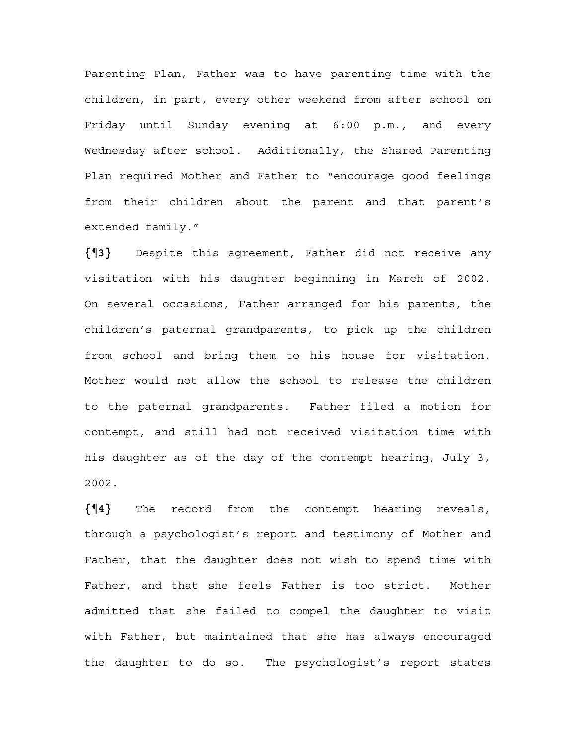Parenting Plan, Father was to have parenting time with the children, in part, every other weekend from after school on Friday until Sunday evening at 6:00 p.m., and every Wednesday after school. Additionally, the Shared Parenting Plan required Mother and Father to "encourage good feelings from their children about the parent and that parent's extended family."

**{¶3}** Despite this agreement, Father did not receive any visitation with his daughter beginning in March of 2002. On several occasions, Father arranged for his parents, the children's paternal grandparents, to pick up the children from school and bring them to his house for visitation. Mother would not allow the school to release the children to the paternal grandparents. Father filed a motion for contempt, and still had not received visitation time with his daughter as of the day of the contempt hearing, July 3, 2002.

**{¶4}** The record from the contempt hearing reveals, through a psychologist's report and testimony of Mother and Father, that the daughter does not wish to spend time with Father, and that she feels Father is too strict. Mother admitted that she failed to compel the daughter to visit with Father, but maintained that she has always encouraged the daughter to do so. The psychologist's report states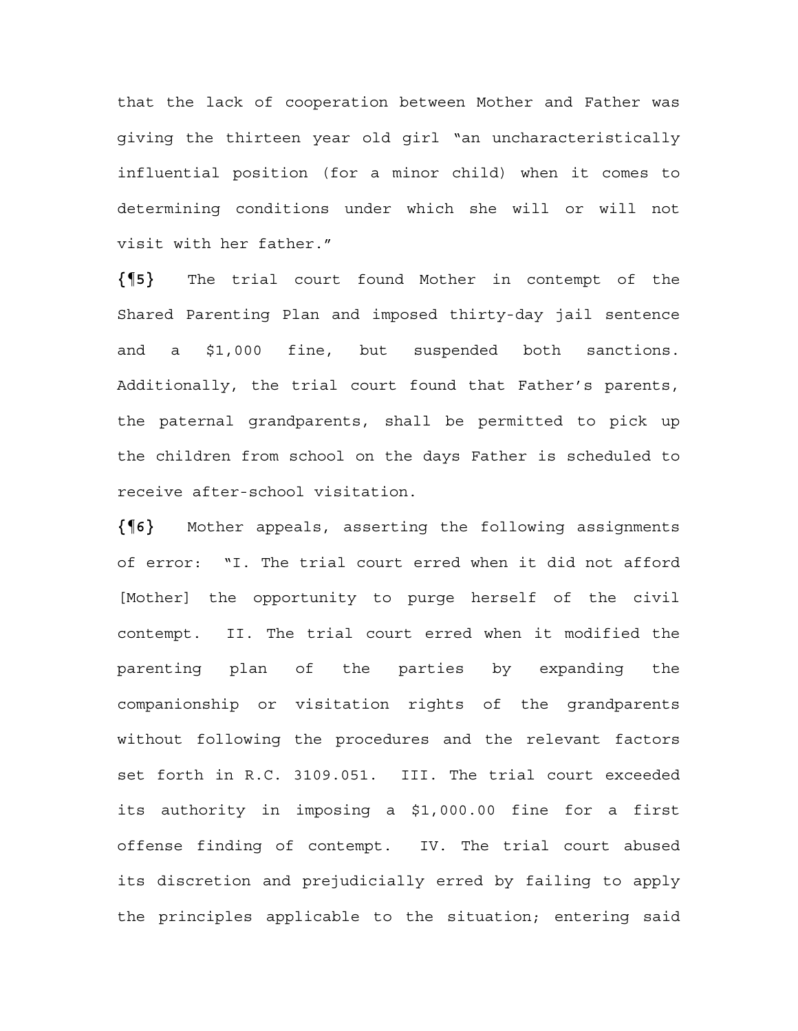that the lack of cooperation between Mother and Father was giving the thirteen year old girl "an uncharacteristically influential position (for a minor child) when it comes to determining conditions under which she will or will not visit with her father."

**{¶5}** The trial court found Mother in contempt of the Shared Parenting Plan and imposed thirty-day jail sentence and a $1,000 fine, but suspended both sanctions. Additionally, the trial court found that Father's parents, the paternal grandparents, shall be permitted to pick up the children from school on the days Father is scheduled to receive after-school visitation.

**{¶6}** Mother appeals, asserting the following assignments of error: "I. The trial court erred when it did not afford [Mother] the opportunity to purge herself of the civil contempt. II. The trial court erred when it modified the parenting plan of the parties by expanding the companionship or visitation rights of the grandparents without following the procedures and the relevant factors set forth in R.C. 3109.051. III. The trial court exceeded its authority in imposing a $1,000.00 fine for a first offense finding of contempt. IV. The trial court abused its discretion and prejudicially erred by failing to apply the principles applicable to the situation; entering said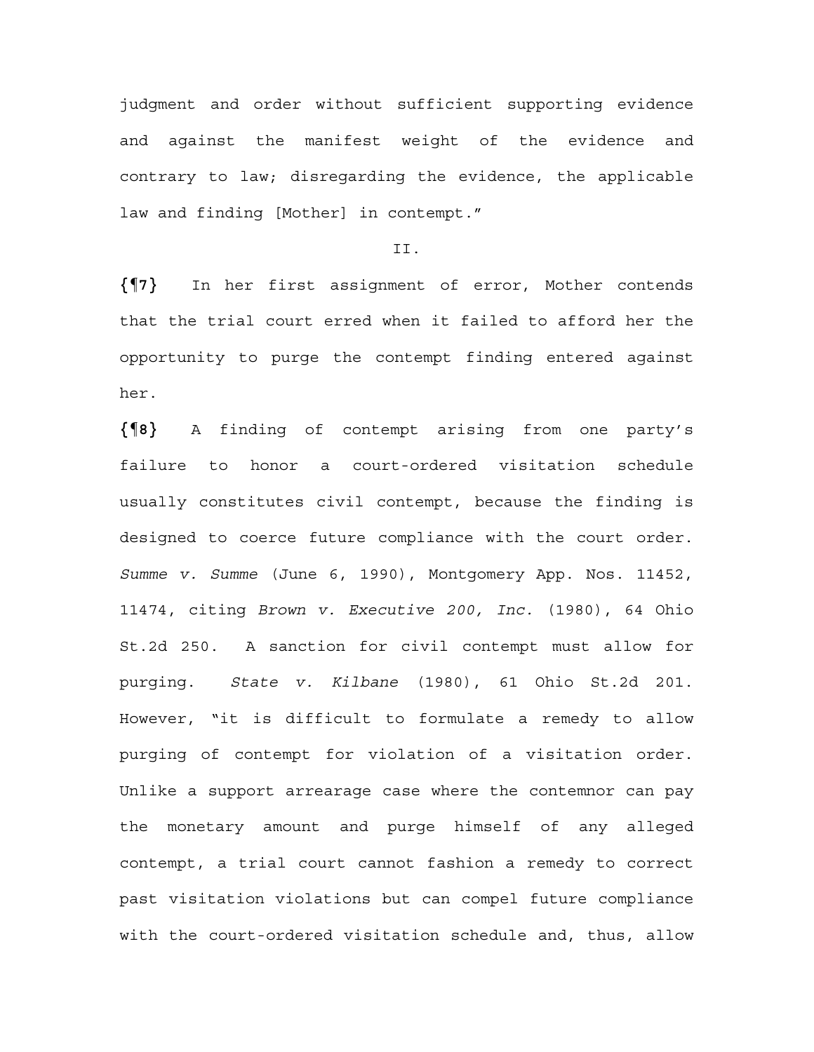judgment and order without sufficient supporting evidence and against the manifest weight of the evidence and contrary to law; disregarding the evidence, the applicable law and finding [Mother] in contempt."

II.

**{¶7}** In her first assignment of error, Mother contends that the trial court erred when it failed to afford her the opportunity to purge the contempt finding entered against her.

**{¶8}** A finding of contempt arising from one party's failure to honor a court-ordered visitation schedule usually constitutes civil contempt, because the finding is designed to coerce future compliance with the court order. *Summe v. Summe* (June 6, 1990), Montgomery App. Nos. 11452, 11474, citing *Brown v. Executive 200, Inc.* (1980), 64 Ohio St.2d 250. A sanction for civil contempt must allow for purging. *State v. Kilbane* (1980), 61 Ohio St.2d 201. However, "it is difficult to formulate a remedy to allow purging of contempt for violation of a visitation order. Unlike a support arrearage case where the contemnor can pay the monetary amount and purge himself of any alleged contempt, a trial court cannot fashion a remedy to correct past visitation violations but can compel future compliance with the court-ordered visitation schedule and, thus, allow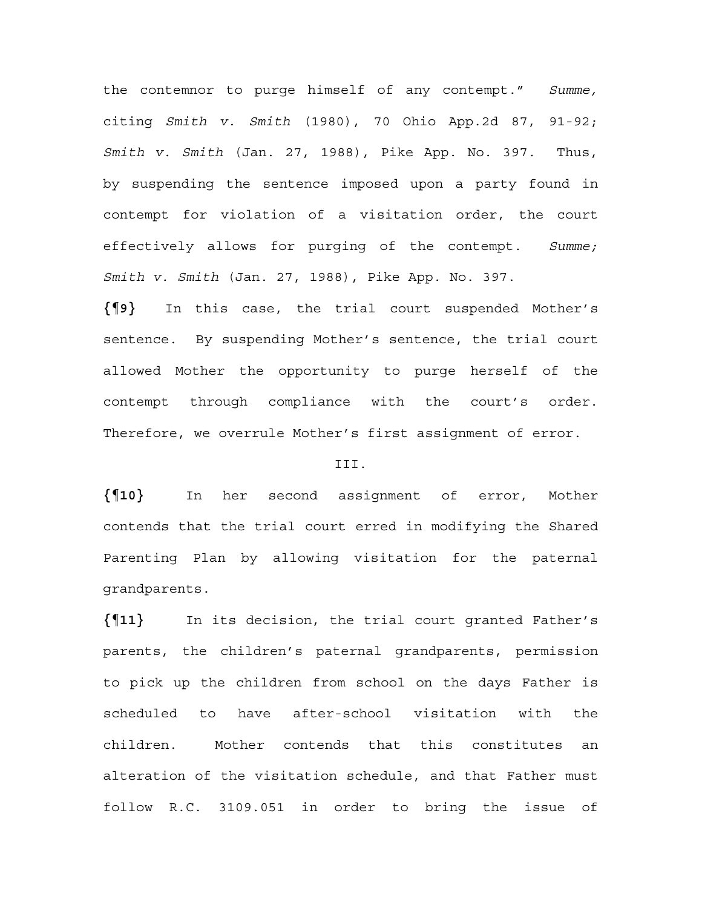the contemnor to purge himself of any contempt." *Summe,* citing *Smith v. Smith* (1980), 70 Ohio App.2d 87, 91-92; *Smith v. Smith* (Jan. 27, 1988), Pike App. No. 397. Thus, by suspending the sentence imposed upon a party found in contempt for violation of a visitation order, the court effectively allows for purging of the contempt. *Summe; Smith v. Smith* (Jan. 27, 1988), Pike App. No. 397.

**{¶9}** In this case, the trial court suspended Mother's sentence. By suspending Mother's sentence, the trial court allowed Mother the opportunity to purge herself of the contempt through compliance with the court's order. Therefore, we overrule Mother's first assignment of error.

III.

**{¶10}** In her second assignment of error, Mother contends that the trial court erred in modifying the Shared Parenting Plan by allowing visitation for the paternal grandparents.

**{¶11}** In its decision, the trial court granted Father's parents, the children's paternal grandparents, permission to pick up the children from school on the days Father is scheduled to have after-school visitation with the children. Mother contends that this constitutes an alteration of the visitation schedule, and that Father must follow R.C. 3109.051 in order to bring the issue of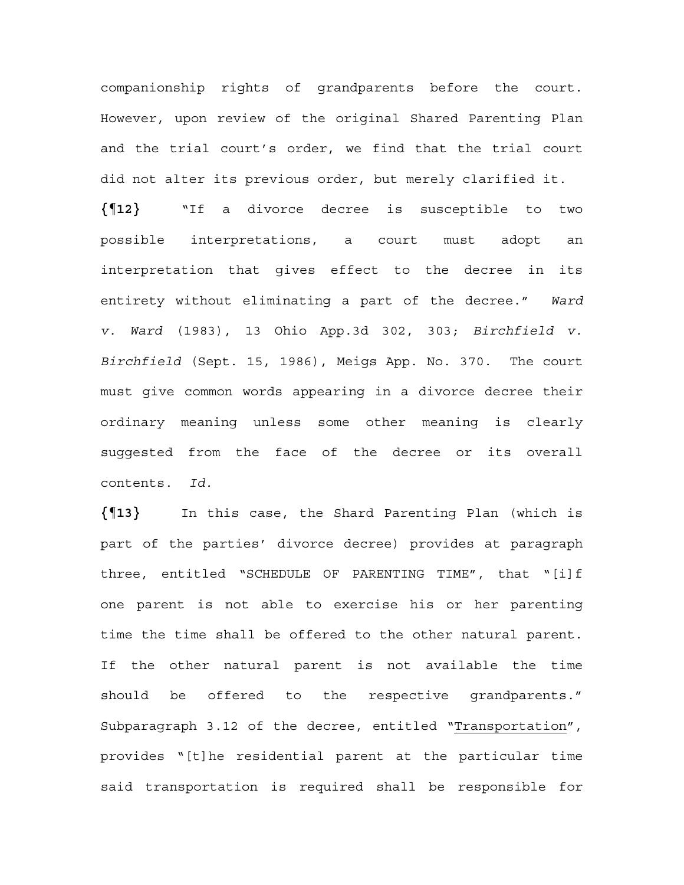companionship rights of grandparents before the court. However, upon review of the original Shared Parenting Plan and the trial court's order, we find that the trial court did not alter its previous order, but merely clarified it.

**{¶12}** "If a divorce decree is susceptible to two possible interpretations, a court must adopt an interpretation that gives effect to the decree in its entirety without eliminating a part of the decree." *Ward v. Ward* (1983), 13 Ohio App.3d 302, 303; *Birchfield v. Birchfield* (Sept. 15, 1986), Meigs App. No. 370. The court must give common words appearing in a divorce decree their ordinary meaning unless some other meaning is clearly suggested from the face of the decree or its overall contents. *Id.*

**{¶13}** In this case, the Shard Parenting Plan (which is part of the parties' divorce decree) provides at paragraph three, entitled "SCHEDULE OF PARENTING TIME", that "[i]f one parent is not able to exercise his or her parenting time the time shall be offered to the other natural parent. If the other natural parent is not available the time should be offered to the respective grandparents." Subparagraph 3.12 of the decree, entitled "<u>Transportation</u>", provides "[t]he residential parent at the particular time said transportation is required shall be responsible for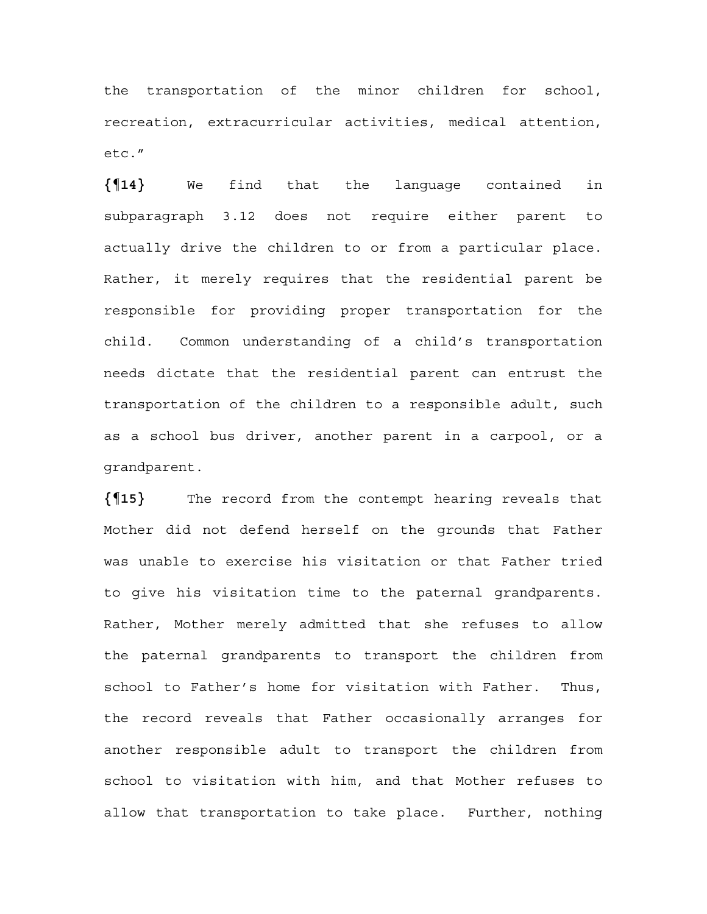the transportation of the minor children for school, recreation, extracurricular activities, medical attention, etc."

**{¶14}** We find that the language contained in subparagraph 3.12 does not require either parent to actually drive the children to or from a particular place. Rather, it merely requires that the residential parent be responsible for providing proper transportation for the child. Common understanding of a child's transportation needs dictate that the residential parent can entrust the transportation of the children to a responsible adult, such as a school bus driver, another parent in a carpool, or a grandparent.

**{¶15}** The record from the contempt hearing reveals that Mother did not defend herself on the grounds that Father was unable to exercise his visitation or that Father tried to give his visitation time to the paternal grandparents. Rather, Mother merely admitted that she refuses to allow the paternal grandparents to transport the children from school to Father's home for visitation with Father. Thus, the record reveals that Father occasionally arranges for another responsible adult to transport the children from school to visitation with him, and that Mother refuses to allow that transportation to take place. Further, nothing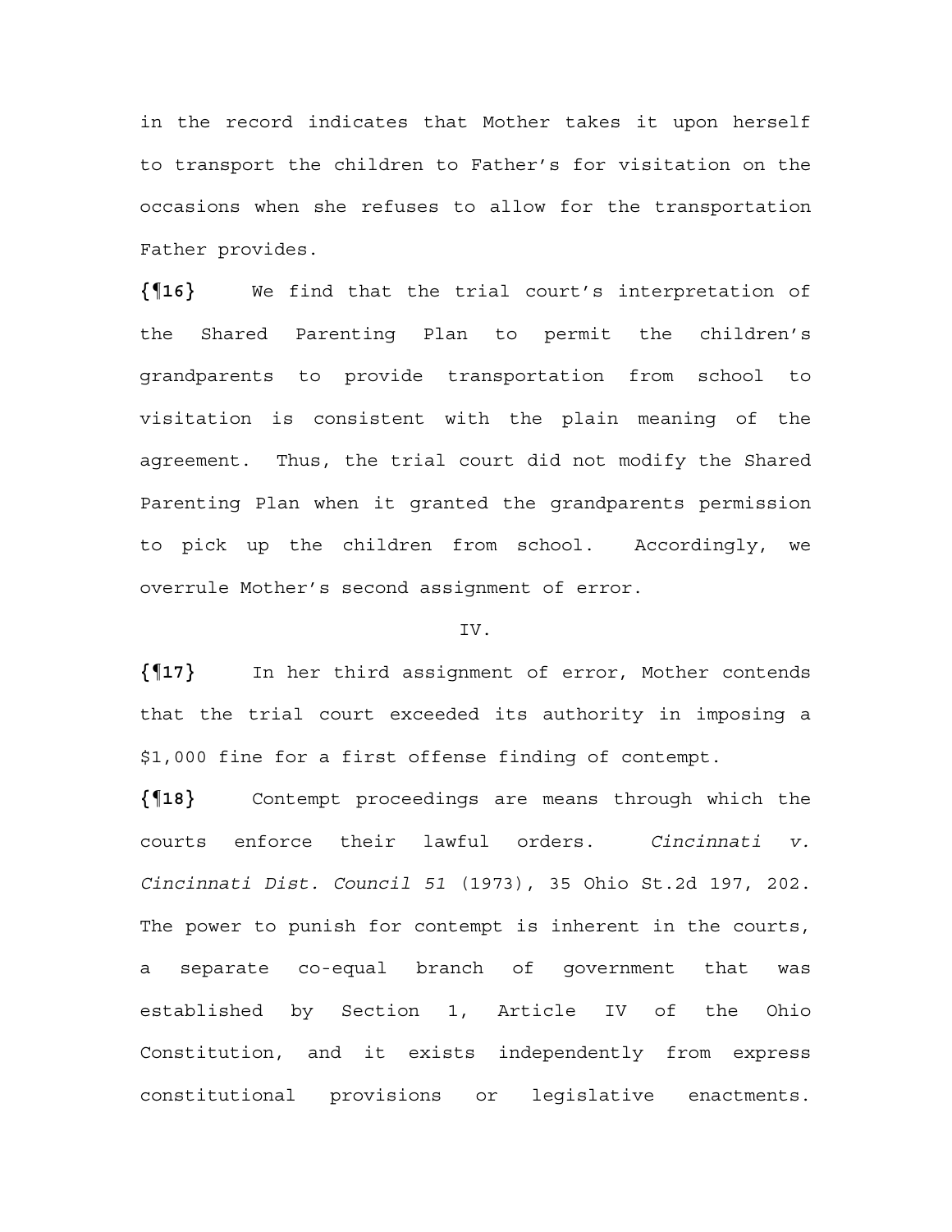in the record indicates that Mother takes it upon herself to transport the children to Father's for visitation on the occasions when she refuses to allow for the transportation Father provides.

**{¶16}** We find that the trial court's interpretation of the Shared Parenting Plan to permit the children's grandparents to provide transportation from school to visitation is consistent with the plain meaning of the agreement. Thus, the trial court did not modify the Shared Parenting Plan when it granted the grandparents permission to pick up the children from school. Accordingly, we overrule Mother's second assignment of error.

IV.

**{¶17}** In her third assignment of error, Mother contends that the trial court exceeded its authority in imposing a $1,000 fine for a first offense finding of contempt.

**{¶18}** Contempt proceedings are means through which the courts enforce their lawful orders. *Cincinnati v. Cincinnati Dist. Council 51* (1973), 35 Ohio St.2d 197, 202. The power to punish for contempt is inherent in the courts, a separate co-equal branch of government that was established by Section 1, Article IV of the Ohio Constitution, and it exists independently from express constitutional provisions or legislative enactments.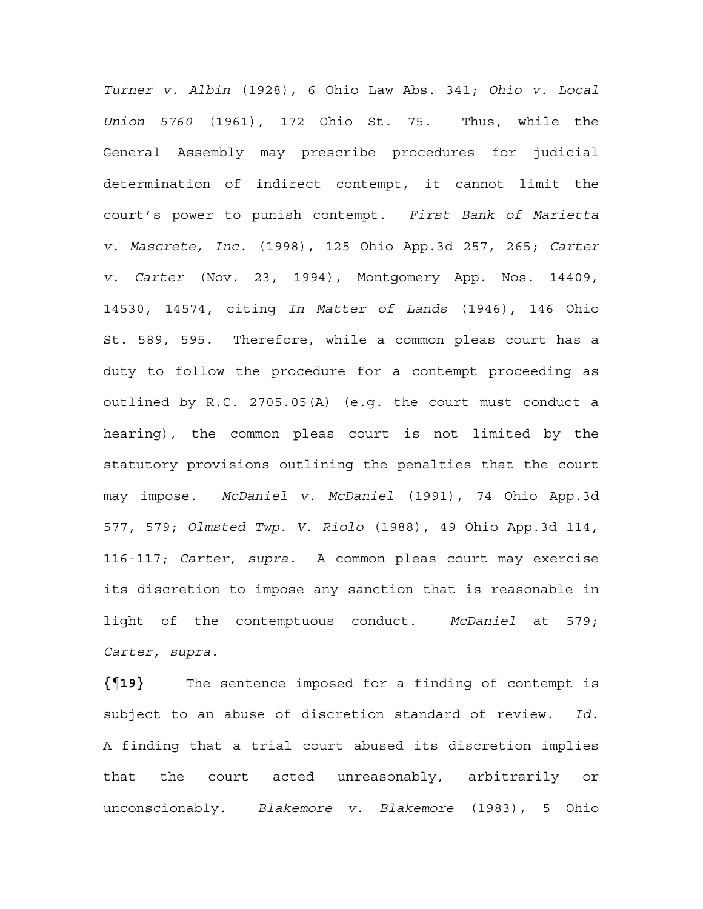*Turner v. Albin* (1928), 6 Ohio Law Abs. 341; *Ohio v. Local Union 5760* (1961), 172 Ohio St. 75. Thus, while the General Assembly may prescribe procedures for judicial determination of indirect contempt, it cannot limit the court's power to punish contempt. *First Bank of Marietta v. Mascrete, Inc.* (1998), 125 Ohio App.3d 257, 265; *Carter v. Carter* (Nov. 23, 1994), Montgomery App. Nos. 14409, 14530, 14574, citing *In Matter of Lands* (1946), 146 Ohio St. 589, 595. Therefore, while a common pleas court has a duty to follow the procedure for a contempt proceeding as outlined by R.C. 2705.05(A) (e.g. the court must conduct a hearing), the common pleas court is not limited by the statutory provisions outlining the penalties that the court may impose. *McDaniel v. McDaniel* (1991), 74 Ohio App.3d 577, 579; *Olmsted Twp. V. Riolo* (1988), 49 Ohio App.3d 114, 116-117; *Carter, supra.* A common pleas court may exercise its discretion to impose any sanction that is reasonable in light of the contemptuous conduct. *McDaniel* at 579; *Carter, supra.*

**{¶19}** The sentence imposed for a finding of contempt is subject to an abuse of discretion standard of review. *Id.* A finding that a trial court abused its discretion implies that the court acted unreasonably, arbitrarily or unconscionably. *Blakemore v. Blakemore* (1983), 5 Ohio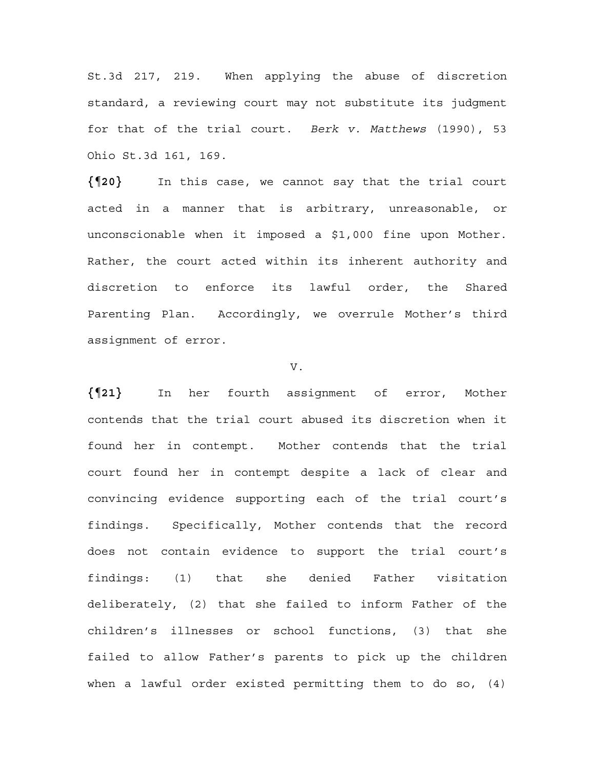St.3d 217, 219. When applying the abuse of discretion standard, a reviewing court may not substitute its judgment for that of the trial court. *Berk v. Matthews* (1990), 53 Ohio St.3d 161, 169.

**{¶20}** In this case, we cannot say that the trial court acted in a manner that is arbitrary, unreasonable, or unconscionable when it imposed a $1,000 fine upon Mother. Rather, the court acted within its inherent authority and discretion to enforce its lawful order, the Shared Parenting Plan. Accordingly, we overrule Mother's third assignment of error.

V.

**{¶21}** In her fourth assignment of error, Mother contends that the trial court abused its discretion when it found her in contempt. Mother contends that the trial court found her in contempt despite a lack of clear and convincing evidence supporting each of the trial court's findings. Specifically, Mother contends that the record does not contain evidence to support the trial court's findings: (1) that she denied Father visitation deliberately, (2) that she failed to inform Father of the children's illnesses or school functions, (3) that she failed to allow Father's parents to pick up the children when a lawful order existed permitting them to do so, (4)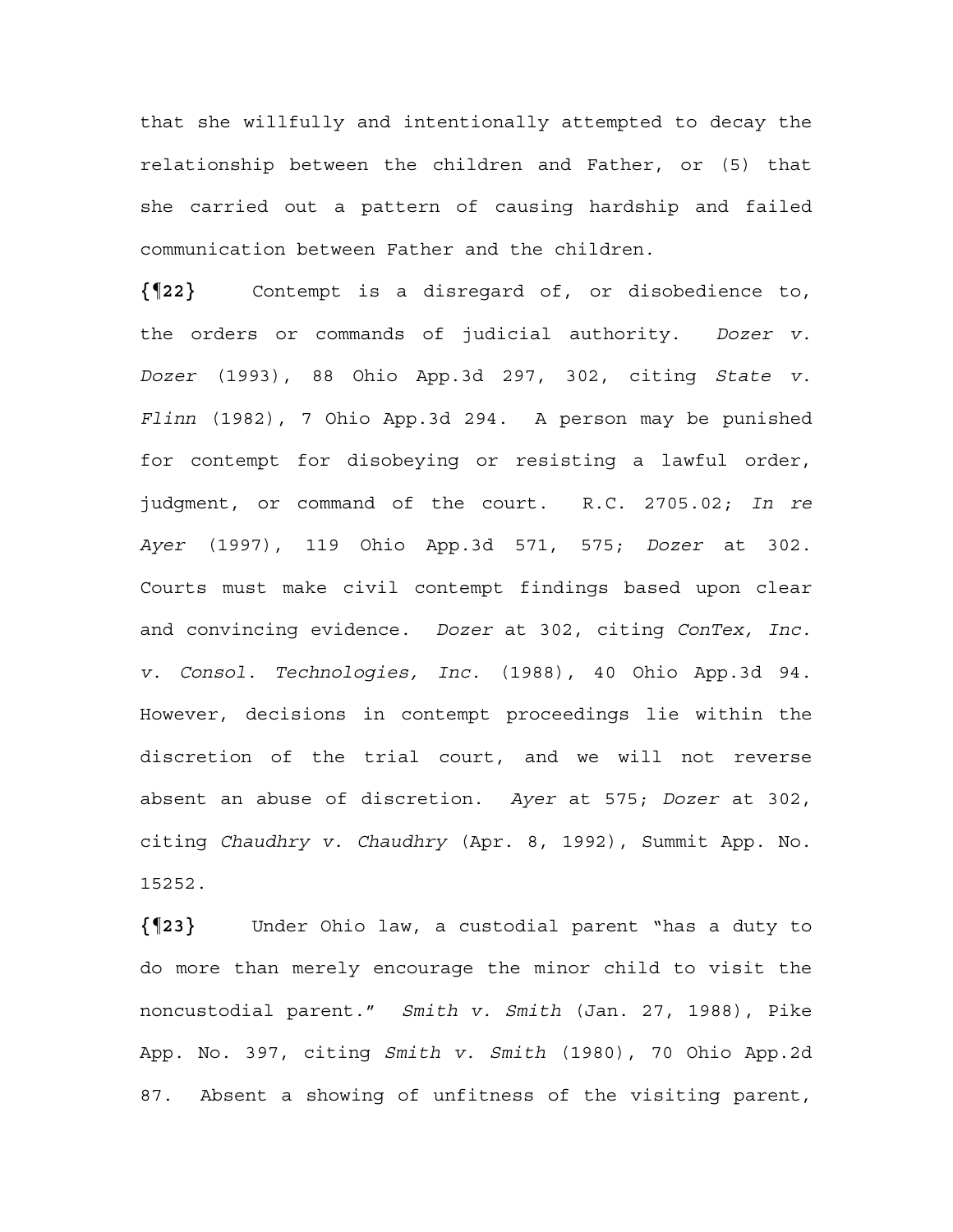that she willfully and intentionally attempted to decay the relationship between the children and Father, or (5) that she carried out a pattern of causing hardship and failed communication between Father and the children.

**{¶22}** Contempt is a disregard of, or disobedience to, the orders or commands of judicial authority. *Dozer v. Dozer* (1993), 88 Ohio App.3d 297, 302, citing *State v. Flinn* (1982), 7 Ohio App.3d 294. A person may be punished for contempt for disobeying or resisting a lawful order, judgment, or command of the court. R.C. 2705.02; *In re Ayer* (1997), 119 Ohio App.3d 571, 575; *Dozer* at 302. Courts must make civil contempt findings based upon clear and convincing evidence. *Dozer* at 302, citing *ConTex, Inc. v. Consol. Technologies, Inc.* (1988), 40 Ohio App.3d 94. However, decisions in contempt proceedings lie within the discretion of the trial court, and we will not reverse absent an abuse of discretion. *Ayer* at 575; *Dozer* at 302, citing *Chaudhry v. Chaudhry* (Apr. 8, 1992), Summit App. No. 15252.

**{¶23}** Under Ohio law, a custodial parent "has a duty to do more than merely encourage the minor child to visit the noncustodial parent." *Smith v. Smith* (Jan. 27, 1988), Pike App. No. 397, citing *Smith v. Smith* (1980), 70 Ohio App.2d 87. Absent a showing of unfitness of the visiting parent,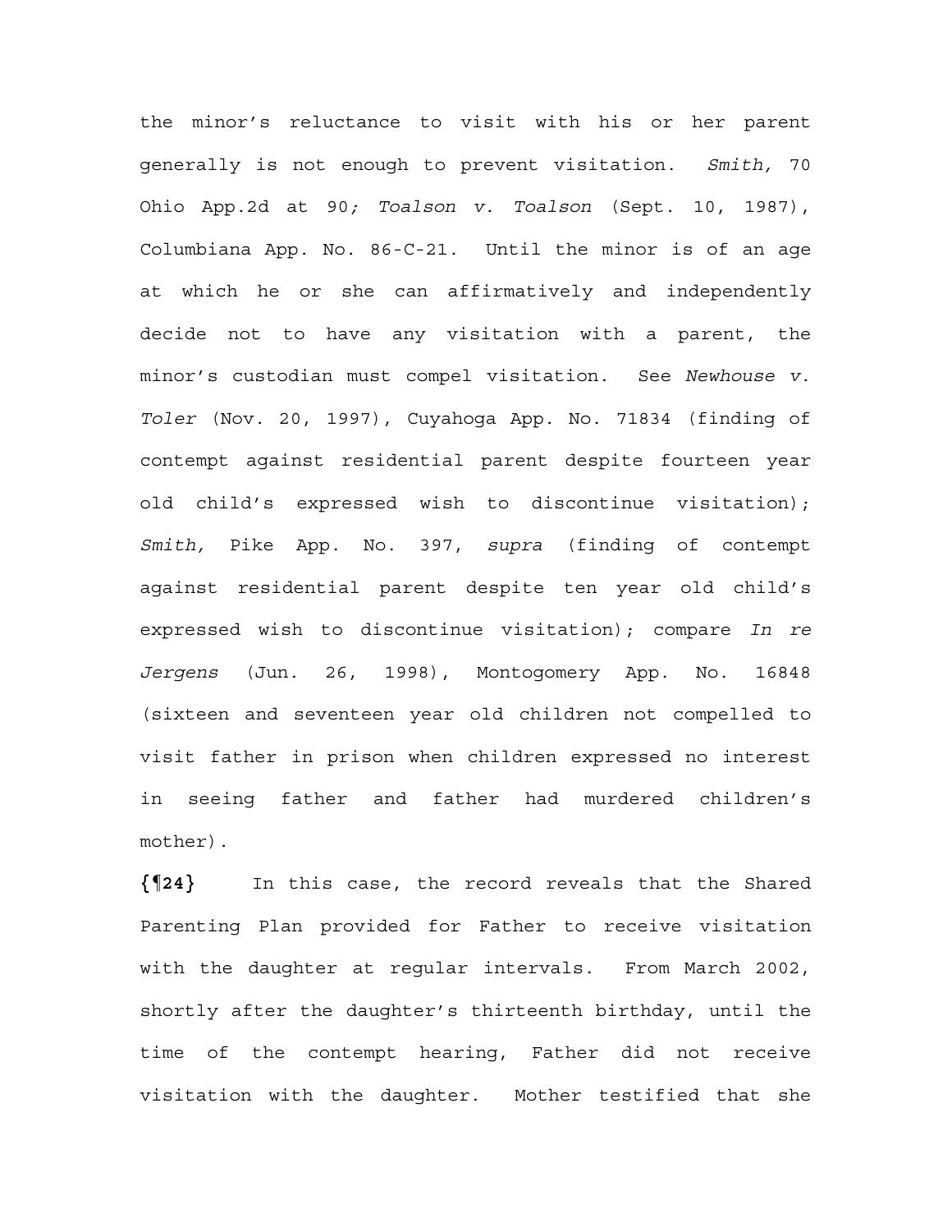the minor's reluctance to visit with his or her parent generally is not enough to prevent visitation. *Smith,* 70 Ohio App.2d at 90*; Toalson v. Toalson* (Sept. 10, 1987), Columbiana App. No. 86-C-21. Until the minor is of an age at which he or she can affirmatively and independently decide not to have any visitation with a parent, the minor's custodian must compel visitation. See *Newhouse v. Toler* (Nov. 20, 1997), Cuyahoga App. No. 71834 (finding of contempt against residential parent despite fourteen year old child's expressed wish to discontinue visitation); *Smith,* Pike App. No. 397, *supra* (finding of contempt against residential parent despite ten year old child's expressed wish to discontinue visitation); compare *In re Jergens* (Jun. 26, 1998), Montogomery App. No. 16848 (sixteen and seventeen year old children not compelled to visit father in prison when children expressed no interest in seeing father and father had murdered children's mother).

**{¶24}** In this case, the record reveals that the Shared Parenting Plan provided for Father to receive visitation with the daughter at regular intervals. From March 2002, shortly after the daughter's thirteenth birthday, until the time of the contempt hearing, Father did not receive visitation with the daughter. Mother testified that she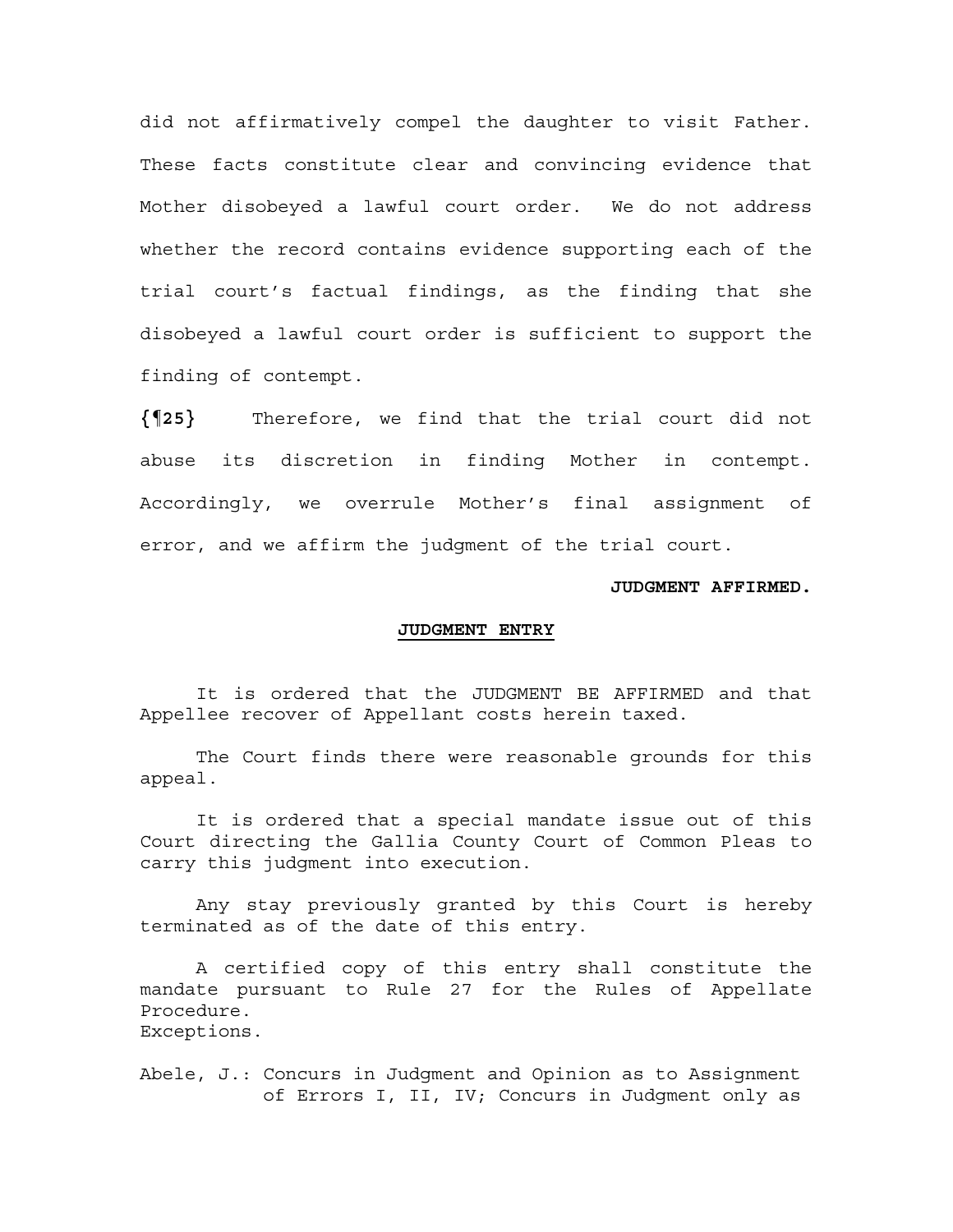did not affirmatively compel the daughter to visit Father. These facts constitute clear and convincing evidence that Mother disobeyed a lawful court order. We do not address whether the record contains evidence supporting each of the trial court's factual findings, as the finding that she disobeyed a lawful court order is sufficient to support the finding of contempt.

**{¶25}** Therefore, we find that the trial court did not abuse its discretion in finding Mother in contempt. Accordingly, we overrule Mother's final assignment of error, and we affirm the judgment of the trial court.

**JUDGMENT AFFIRMED.**

## JUDGMENT ENTRY

It is ordered that the JUDGMENT BE AFFIRMED and that Appellee recover of Appellant costs herein taxed.

The Court finds there were reasonable grounds for this appeal.

It is ordered that a special mandate issue out of this Court directing the Gallia County Court of Common Pleas to carry this judgment into execution.

Any stay previously granted by this Court is hereby terminated as of the date of this entry.

A certified copy of this entry shall constitute the mandate pursuant to Rule 27 for the Rules of Appellate Procedure.
Exceptions.

Abele, J.: Concurs in Judgment and Opinion as to Assignment of Errors I, II, IV; Concurs in Judgment only as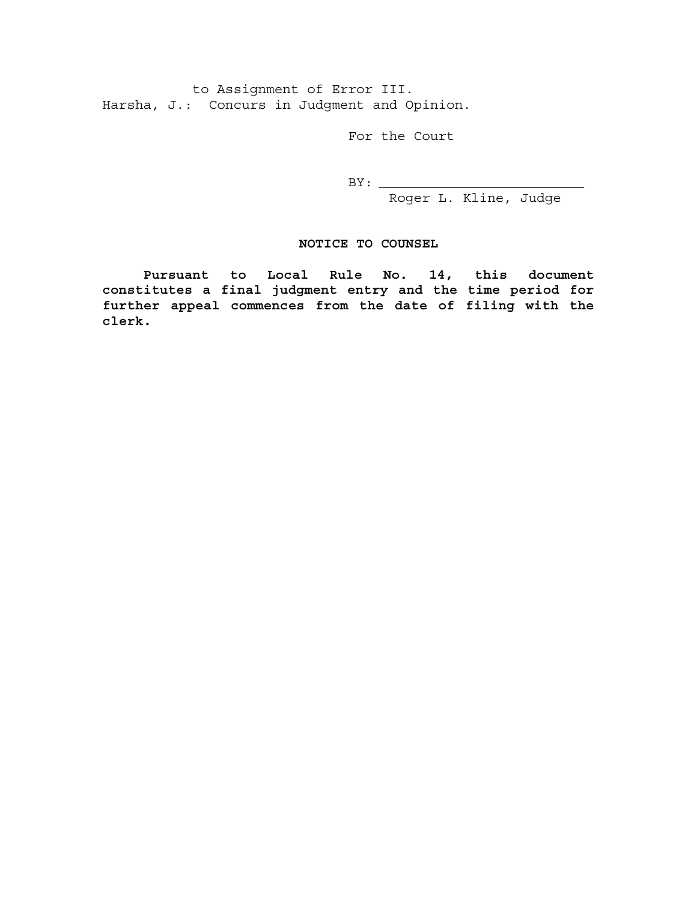to Assignment of Error III.
Harsha, J.: Concurs in Judgment and Opinion.

For the Court

BY: ____________________________
Roger L. Kline, Judge

**NOTICE TO COUNSEL**

**Pursuant to Local Rule No. 14, this document constitutes a final judgment entry and the time period for further appeal commences from the date of filing with the clerk.**